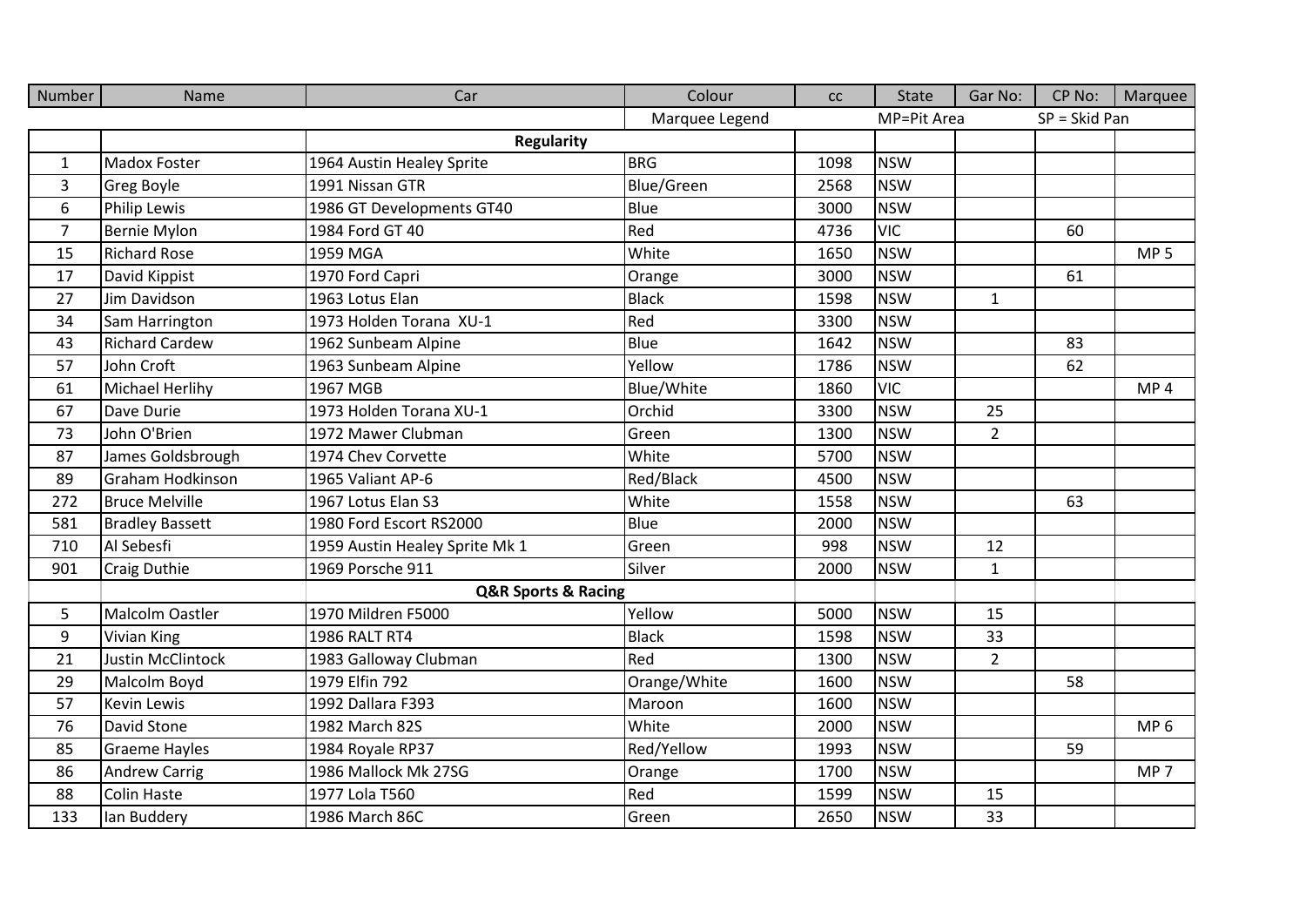| Number | Name | Car | Colour | cc | State | Gar No: | CP No: | Marquee |
|---|---|---|---|---|---|---|---|---|
| | | | Marquee Legend | | MP=Pit Area | | SP = Skid Pan | |
| | | **Regularity** | | | | | | |
| 1 | Madox Foster | 1964 Austin Healey Sprite | BRG | 1098 | NSW | | | |
| 3 | Greg Boyle | 1991 Nissan GTR | Blue/Green | 2568 | NSW | | | |
| 6 | Philip Lewis | 1986 GT Developments GT40 | Blue | 3000 | NSW | | | |
| 7 | Bernie Mylon | 1984 Ford GT 40 | Red | 4736 | VIC | | 60 | |
| 15 | Richard Rose | 1959 MGA | White | 1650 | NSW | | | MP 5 |
| 17 | David Kippist | 1970 Ford Capri | Orange | 3000 | NSW | | 61 | |
| 27 | Jim Davidson | 1963 Lotus Elan | Black | 1598 | NSW | 1 | | |
| 34 | Sam Harrington | 1973 Holden Torana XU-1 | Red | 3300 | NSW | | | |
| 43 | Richard Cardew | 1962 Sunbeam Alpine | Blue | 1642 | NSW | | 83 | |
| 57 | John Croft | 1963 Sunbeam Alpine | Yellow | 1786 | NSW | | 62 | |
| 61 | Michael Herlihy | 1967 MGB | Blue/White | 1860 | VIC | | | MP 4 |
| 67 | Dave Durie | 1973 Holden Torana XU-1 | Orchid | 3300 | NSW | 25 | | |
| 73 | John O'Brien | 1972 Mawer Clubman | Green | 1300 | NSW | 2 | | |
| 87 | James Goldsbrough | 1974 Chev Corvette | White | 5700 | NSW | | | |
| 89 | Graham Hodkinson | 1965 Valiant AP-6 | Red/Black | 4500 | NSW | | | |
| 272 | Bruce Melville | 1967 Lotus Elan S3 | White | 1558 | NSW | | 63 | |
| 581 | Bradley Bassett | 1980 Ford Escort RS2000 | Blue | 2000 | NSW | | | |
| 710 | Al Sebesfi | 1959 Austin Healey Sprite Mk 1 | Green | 998 | NSW | 12 | | |
| 901 | Craig Duthie | 1969 Porsche 911 | Silver | 2000 | NSW | 1 | | |
| | | **Q&R Sports & Racing** | | | | | | |
| 5 | Malcolm Oastler | 1970 Mildren F5000 | Yellow | 5000 | NSW | 15 | | |
| 9 | Vivian King | 1986 RALT RT4 | Black | 1598 | NSW | 33 | | |
| 21 | Justin McClintock | 1983 Galloway Clubman | Red | 1300 | NSW | 2 | | |
| 29 | Malcolm Boyd | 1979 Elfin 792 | Orange/White | 1600 | NSW | | 58 | |
| 57 | Kevin Lewis | 1992 Dallara F393 | Maroon | 1600 | NSW | | | |
| 76 | David Stone | 1982 March 82S | White | 2000 | NSW | | | MP 6 |
| 85 | Graeme Hayles | 1984 Royale RP37 | Red/Yellow | 1993 | NSW | | 59 | |
| 86 | Andrew Carrig | 1986 Mallock Mk 27SG | Orange | 1700 | NSW | | | MP 7 |
| 88 | Colin Haste | 1977 Lola T560 | Red | 1599 | NSW | 15 | | |
| 133 | Ian Buddery | 1986 March 86C | Green | 2650 | NSW | 33 | | |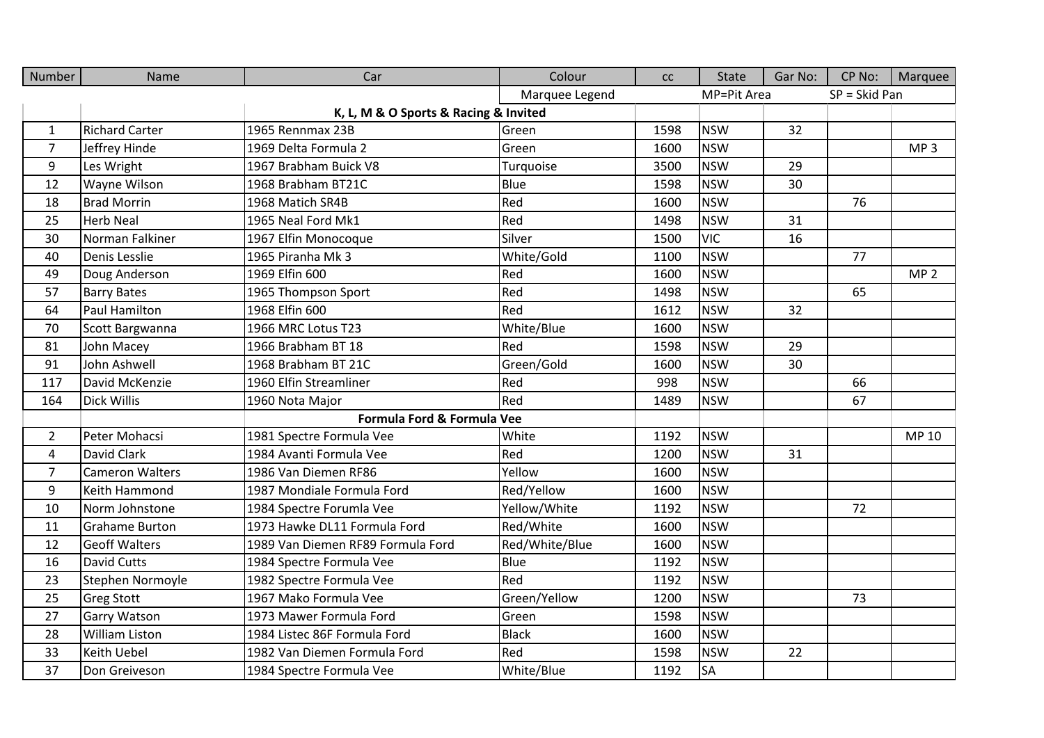| Number | Name | Car | Colour | cc | State | Gar No: | CP No: | Marquee |
|---|---|---|---|---|---|---|---|---|
| | | | Marquee Legend | | MP=Pit Area | | SP = Skid Pan | |
| | | **K, L, M & O Sports & Racing & Invited** | | | | | | |
| 1 | Richard Carter | 1965 Rennmax 23B | Green | 1598 | NSW | 32 | | |
| 7 | Jeffrey Hinde | 1969 Delta Formula 2 | Green | 1600 | NSW | | | MP 3 |
| 9 | Les Wright | 1967 Brabham Buick V8 | Turquoise | 3500 | NSW | 29 | | |
| 12 | Wayne Wilson | 1968 Brabham BT21C | Blue | 1598 | NSW | 30 | | |
| 18 | Brad Morrin | 1968 Matich SR4B | Red | 1600 | NSW | | 76 | |
| 25 | Herb Neal | 1965 Neal Ford Mk1 | Red | 1498 | NSW | 31 | | |
| 30 | Norman Falkiner | 1967 Elfin Monocoque | Silver | 1500 | VIC | 16 | | |
| 40 | Denis Lesslie | 1965 Piranha Mk 3 | White/Gold | 1100 | NSW | | 77 | |
| 49 | Doug Anderson | 1969 Elfin 600 | Red | 1600 | NSW | | | MP 2 |
| 57 | Barry Bates | 1965 Thompson Sport | Red | 1498 | NSW | | 65 | |
| 64 | Paul Hamilton | 1968 Elfin 600 | Red | 1612 | NSW | 32 | | |
| 70 | Scott Bargwanna | 1966 MRC Lotus T23 | White/Blue | 1600 | NSW | | | |
| 81 | John Macey | 1966 Brabham BT 18 | Red | 1598 | NSW | 29 | | |
| 91 | John Ashwell | 1968 Brabham BT 21C | Green/Gold | 1600 | NSW | 30 | | |
| 117 | David McKenzie | 1960 Elfin Streamliner | Red | 998 | NSW | | 66 | |
| 164 | Dick Willis | 1960 Nota Major | Red | 1489 | NSW | | 67 | |
| | | **Formula Ford & Formula Vee** | | | | | | |
| 2 | Peter Mohacsi | 1981 Spectre Formula Vee | White | 1192 | NSW | | | MP 10 |
| 4 | David Clark | 1984 Avanti Formula Vee | Red | 1200 | NSW | 31 | | |
| 7 | Cameron Walters | 1986 Van Diemen RF86 | Yellow | 1600 | NSW | | | |
| 9 | Keith Hammond | 1987 Mondiale Formula Ford | Red/Yellow | 1600 | NSW | | | |
| 10 | Norm Johnstone | 1984 Spectre Forumla Vee | Yellow/White | 1192 | NSW | | 72 | |
| 11 | Grahame Burton | 1973 Hawke DL11 Formula Ford | Red/White | 1600 | NSW | | | |
| 12 | Geoff Walters | 1989 Van Diemen RF89 Formula Ford | Red/White/Blue | 1600 | NSW | | | |
| 16 | David Cutts | 1984 Spectre Formula Vee | Blue | 1192 | NSW | | | |
| 23 | Stephen Normoyle | 1982 Spectre Formula Vee | Red | 1192 | NSW | | | |
| 25 | Greg Stott | 1967 Mako Formula Vee | Green/Yellow | 1200 | NSW | | 73 | |
| 27 | Garry Watson | 1973 Mawer Formula Ford | Green | 1598 | NSW | | | |
| 28 | William Liston | 1984 Listec 86F Formula Ford | Black | 1600 | NSW | | | |
| 33 | Keith Uebel | 1982 Van Diemen Formula Ford | Red | 1598 | NSW | 22 | | |
| 37 | Don Greiveson | 1984 Spectre Formula Vee | White/Blue | 1192 | SA | | | |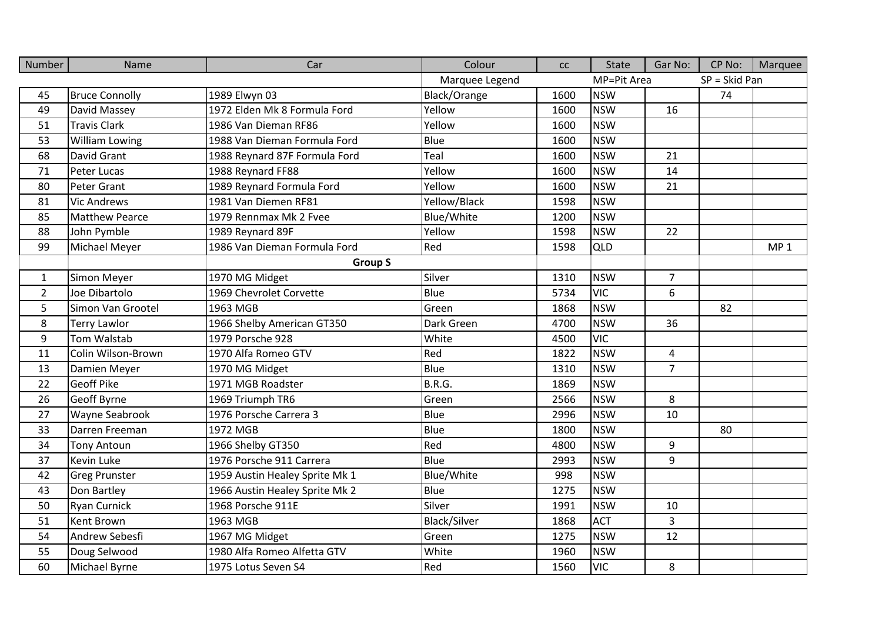| Number | Name | Car | Colour | cc | State | Gar No: | CP No: | Marquee |
|---|---|---|---|---|---|---|---|---|
| | | | Marquee Legend | | MP=Pit Area | | SP = Skid Pan | |
| 45 | Bruce Connolly | 1989 Elwyn 03 | Black/Orange | 1600 | NSW | | 74 | |
| 49 | David Massey | 1972 Elden Mk 8 Formula Ford | Yellow | 1600 | NSW | 16 | | |
| 51 | Travis Clark | 1986 Van Dieman RF86 | Yellow | 1600 | NSW | | | |
| 53 | William Lowing | 1988 Van Dieman Formula Ford | Blue | 1600 | NSW | | | |
| 68 | David Grant | 1988 Reynard 87F Formula Ford | Teal | 1600 | NSW | 21 | | |
| 71 | Peter Lucas | 1988 Reynard FF88 | Yellow | 1600 | NSW | 14 | | |
| 80 | Peter Grant | 1989 Reynard Formula Ford | Yellow | 1600 | NSW | 21 | | |
| 81 | Vic Andrews | 1981 Van Diemen RF81 | Yellow/Black | 1598 | NSW | | | |
| 85 | Matthew Pearce | 1979 Rennmax Mk 2 Fvee | Blue/White | 1200 | NSW | | | |
| 88 | John Pymble | 1989 Reynard 89F | Yellow | 1598 | NSW | 22 | | |
| 99 | Michael Meyer | 1986 Van Dieman Formula Ford | Red | 1598 | QLD | | | MP 1 |
| | | **Group S** | | | | | | |
| 1 | Simon Meyer | 1970 MG Midget | Silver | 1310 | NSW | 7 | | |
| 2 | Joe Dibartolo | 1969 Chevrolet Corvette | Blue | 5734 | VIC | 6 | | |
| 5 | Simon Van Grootel | 1963 MGB | Green | 1868 | NSW | | 82 | |
| 8 | Terry Lawlor | 1966 Shelby American GT350 | Dark Green | 4700 | NSW | 36 | | |
| 9 | Tom Walstab | 1979 Porsche 928 | White | 4500 | VIC | | | |
| 11 | Colin Wilson-Brown | 1970 Alfa Romeo GTV | Red | 1822 | NSW | 4 | | |
| 13 | Damien Meyer | 1970 MG Midget | Blue | 1310 | NSW | 7 | | |
| 22 | Geoff Pike | 1971 MGB Roadster | B.R.G. | 1869 | NSW | | | |
| 26 | Geoff Byrne | 1969 Triumph TR6 | Green | 2566 | NSW | 8 | | |
| 27 | Wayne Seabrook | 1976 Porsche Carrera 3 | Blue | 2996 | NSW | 10 | | |
| 33 | Darren Freeman | 1972 MGB | Blue | 1800 | NSW | | 80 | |
| 34 | Tony Antoun | 1966 Shelby GT350 | Red | 4800 | NSW | 9 | | |
| 37 | Kevin Luke | 1976 Porsche 911 Carrera | Blue | 2993 | NSW | 9 | | |
| 42 | Greg Prunster | 1959 Austin Healey Sprite Mk 1 | Blue/White | 998 | NSW | | | |
| 43 | Don Bartley | 1966 Austin Healey Sprite Mk 2 | Blue | 1275 | NSW | | | |
| 50 | Ryan Curnick | 1968 Porsche 911E | Silver | 1991 | NSW | 10 | | |
| 51 | Kent Brown | 1963 MGB | Black/Silver | 1868 | ACT | 3 | | |
| 54 | Andrew Sebesfi | 1967 MG Midget | Green | 1275 | NSW | 12 | | |
| 55 | Doug Selwood | 1980 Alfa Romeo Alfetta GTV | White | 1960 | NSW | | | |
| 60 | Michael Byrne | 1975 Lotus Seven S4 | Red | 1560 | VIC | 8 | | |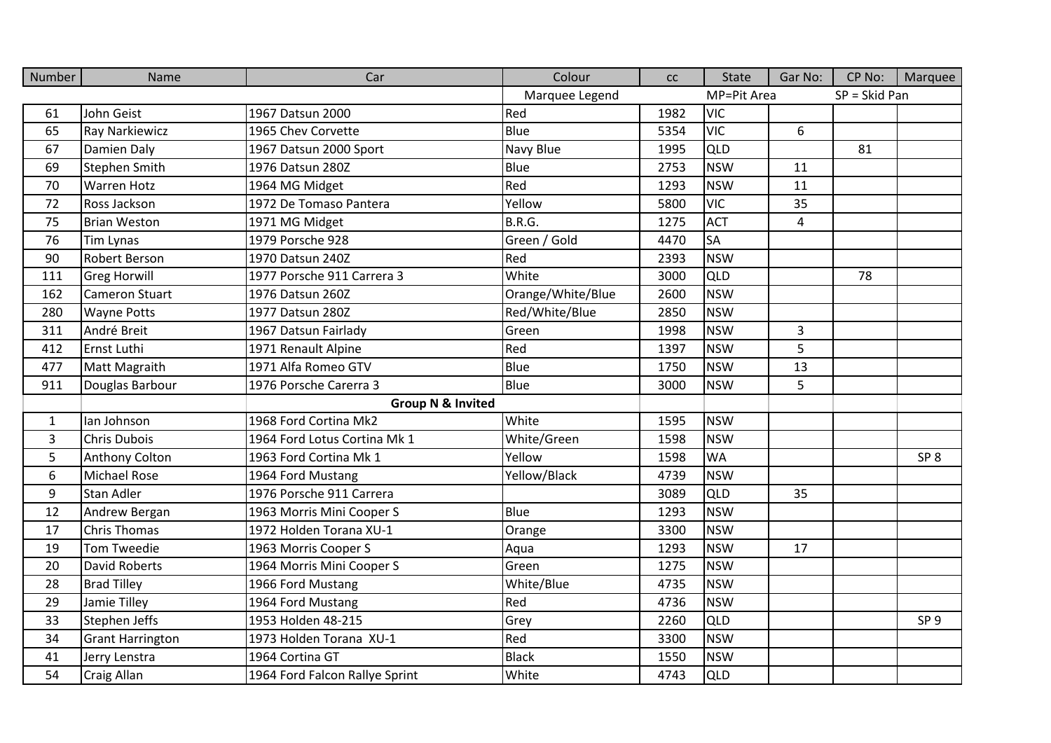| Number | Name | Car | Colour | cc | State | Gar No: | CP No: | Marquee |
|---|---|---|---|---|---|---|---|---|
| | | | Marquee Legend | | MP=Pit Area | | SP = Skid Pan | |
| 61 | John Geist | 1967 Datsun 2000 | Red | 1982 | VIC | | | |
| 65 | Ray Narkiewicz | 1965 Chev Corvette | Blue | 5354 | VIC | 6 | | |
| 67 | Damien Daly | 1967 Datsun 2000 Sport | Navy Blue | 1995 | QLD | | 81 | |
| 69 | Stephen Smith | 1976 Datsun 280Z | Blue | 2753 | NSW | 11 | | |
| 70 | Warren Hotz | 1964 MG Midget | Red | 1293 | NSW | 11 | | |
| 72 | Ross Jackson | 1972 De Tomaso Pantera | Yellow | 5800 | VIC | 35 | | |
| 75 | Brian Weston | 1971 MG Midget | B.R.G. | 1275 | ACT | 4 | | |
| 76 | Tim Lynas | 1979 Porsche 928 | Green / Gold | 4470 | SA | | | |
| 90 | Robert Berson | 1970 Datsun 240Z | Red | 2393 | NSW | | | |
| 111 | Greg Horwill | 1977 Porsche 911 Carrera 3 | White | 3000 | QLD | | 78 | |
| 162 | Cameron Stuart | 1976 Datsun 260Z | Orange/White/Blue | 2600 | NSW | | | |
| 280 | Wayne Potts | 1977 Datsun 280Z | Red/White/Blue | 2850 | NSW | | | |
| 311 | André Breit | 1967 Datsun Fairlady | Green | 1998 | NSW | 3 | | |
| 412 | Ernst Luthi | 1971 Renault Alpine | Red | 1397 | NSW | 5 | | |
| 477 | Matt Magraith | 1971 Alfa Romeo GTV | Blue | 1750 | NSW | 13 | | |
| 911 | Douglas Barbour | 1976 Porsche Carerra 3 | Blue | 3000 | NSW | 5 | | |
| | | **Group N & Invited** | | | | | | |
| 1 | Ian Johnson | 1968 Ford Cortina Mk2 | White | 1595 | NSW | | | |
| 3 | Chris Dubois | 1964 Ford Lotus Cortina Mk 1 | White/Green | 1598 | NSW | | | |
| 5 | Anthony Colton | 1963 Ford Cortina Mk 1 | Yellow | 1598 | WA | | | SP 8 |
| 6 | Michael Rose | 1964 Ford Mustang | Yellow/Black | 4739 | NSW | | | |
| 9 | Stan Adler | 1976 Porsche 911 Carrera | | 3089 | QLD | 35 | | |
| 12 | Andrew Bergan | 1963 Morris Mini Cooper S | Blue | 1293 | NSW | | | |
| 17 | Chris Thomas | 1972 Holden Torana XU-1 | Orange | 3300 | NSW | | | |
| 19 | Tom Tweedie | 1963 Morris Cooper S | Aqua | 1293 | NSW | 17 | | |
| 20 | David Roberts | 1964 Morris Mini Cooper S | Green | 1275 | NSW | | | |
| 28 | Brad Tilley | 1966 Ford Mustang | White/Blue | 4735 | NSW | | | |
| 29 | Jamie Tilley | 1964 Ford Mustang | Red | 4736 | NSW | | | |
| 33 | Stephen Jeffs | 1953 Holden 48-215 | Grey | 2260 | QLD | | | SP 9 |
| 34 | Grant Harrington | 1973 Holden Torana XU-1 | Red | 3300 | NSW | | | |
| 41 | Jerry Lenstra | 1964 Cortina GT | Black | 1550 | NSW | | | |
| 54 | Craig Allan | 1964 Ford Falcon Rallye Sprint | White | 4743 | QLD | | | |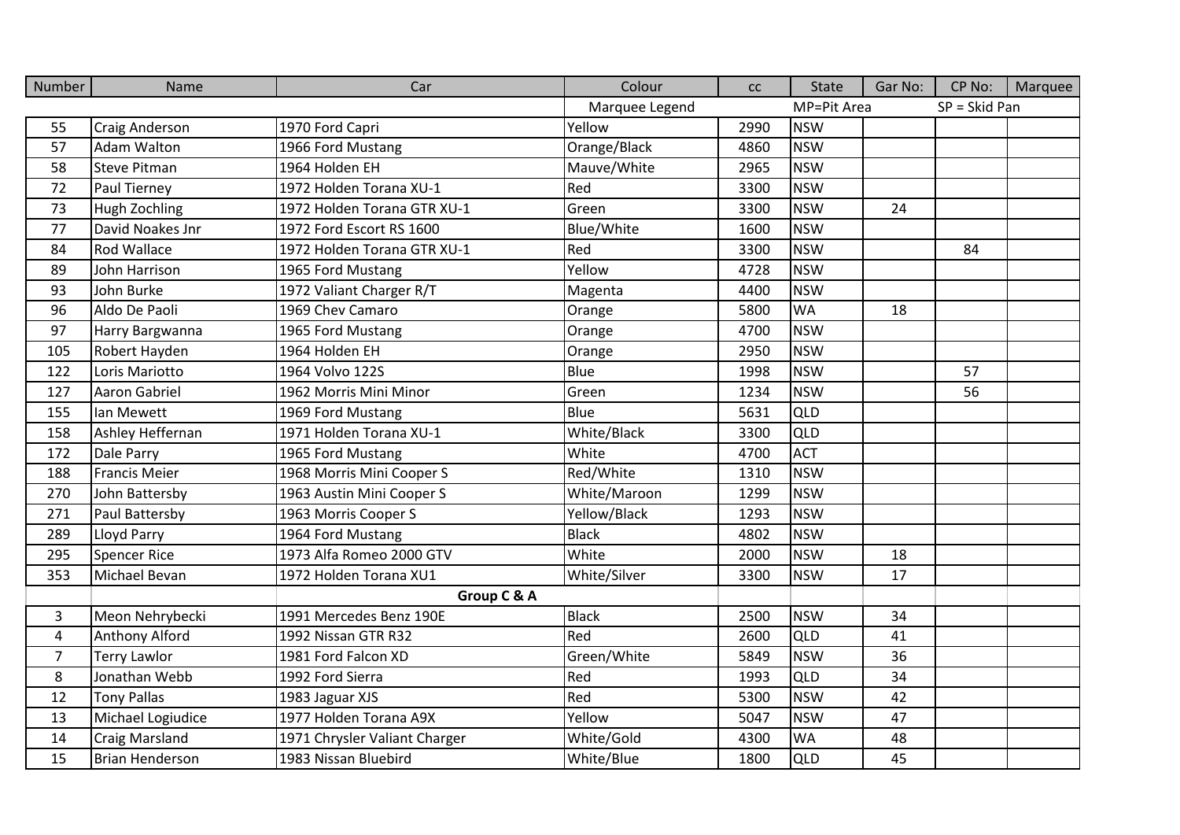| Number | Name | Car | Colour | cc | State | Gar No: | CP No: | Marquee |
|---|---|---|---|---|---|---|---|---|
| | | | Marquee Legend | | MP=Pit Area | | SP = Skid Pan | |
| 55 | Craig Anderson | 1970 Ford Capri | Yellow | 2990 | NSW | | | |
| 57 | Adam Walton | 1966 Ford Mustang | Orange/Black | 4860 | NSW | | | |
| 58 | Steve Pitman | 1964 Holden EH | Mauve/White | 2965 | NSW | | | |
| 72 | Paul Tierney | 1972 Holden Torana XU-1 | Red | 3300 | NSW | | | |
| 73 | Hugh Zochling | 1972 Holden Torana GTR XU-1 | Green | 3300 | NSW | 24 | | |
| 77 | David Noakes Jnr | 1972 Ford Escort RS 1600 | Blue/White | 1600 | NSW | | | |
| 84 | Rod Wallace | 1972 Holden Torana GTR XU-1 | Red | 3300 | NSW | | 84 | |
| 89 | John Harrison | 1965 Ford Mustang | Yellow | 4728 | NSW | | | |
| 93 | John Burke | 1972 Valiant Charger R/T | Magenta | 4400 | NSW | | | |
| 96 | Aldo De Paoli | 1969 Chev Camaro | Orange | 5800 | WA | 18 | | |
| 97 | Harry Bargwanna | 1965 Ford Mustang | Orange | 4700 | NSW | | | |
| 105 | Robert Hayden | 1964 Holden EH | Orange | 2950 | NSW | | | |
| 122 | Loris Mariotto | 1964 Volvo 122S | Blue | 1998 | NSW | | 57 | |
| 127 | Aaron Gabriel | 1962 Morris Mini Minor | Green | 1234 | NSW | | 56 | |
| 155 | Ian Mewett | 1969 Ford Mustang | Blue | 5631 | QLD | | | |
| 158 | Ashley Heffernan | 1971 Holden Torana XU-1 | White/Black | 3300 | QLD | | | |
| 172 | Dale Parry | 1965 Ford Mustang | White | 4700 | ACT | | | |
| 188 | Francis Meier | 1968 Morris Mini Cooper S | Red/White | 1310 | NSW | | | |
| 270 | John Battersby | 1963 Austin Mini Cooper S | White/Maroon | 1299 | NSW | | | |
| 271 | Paul Battersby | 1963 Morris Cooper S | Yellow/Black | 1293 | NSW | | | |
| 289 | Lloyd Parry | 1964 Ford Mustang | Black | 4802 | NSW | | | |
| 295 | Spencer Rice | 1973 Alfa Romeo 2000 GTV | White | 2000 | NSW | 18 | | |
| 353 | Michael Bevan | 1972 Holden Torana XU1 | White/Silver | 3300 | NSW | 17 | | |
| | | **Group C & A** | | | | | | |
| 3 | Meon Nehrybecki | 1991 Mercedes Benz 190E | Black | 2500 | NSW | 34 | | |
| 4 | Anthony Alford | 1992 Nissan GTR R32 | Red | 2600 | QLD | 41 | | |
| 7 | Terry Lawlor | 1981 Ford Falcon XD | Green/White | 5849 | NSW | 36 | | |
| 8 | Jonathan Webb | 1992 Ford Sierra | Red | 1993 | QLD | 34 | | |
| 12 | Tony Pallas | 1983 Jaguar XJS | Red | 5300 | NSW | 42 | | |
| 13 | Michael Logiudice | 1977 Holden Torana A9X | Yellow | 5047 | NSW | 47 | | |
| 14 | Craig Marsland | 1971 Chrysler Valiant Charger | White/Gold | 4300 | WA | 48 | | |
| 15 | Brian Henderson | 1983 Nissan Bluebird | White/Blue | 1800 | QLD | 45 | | |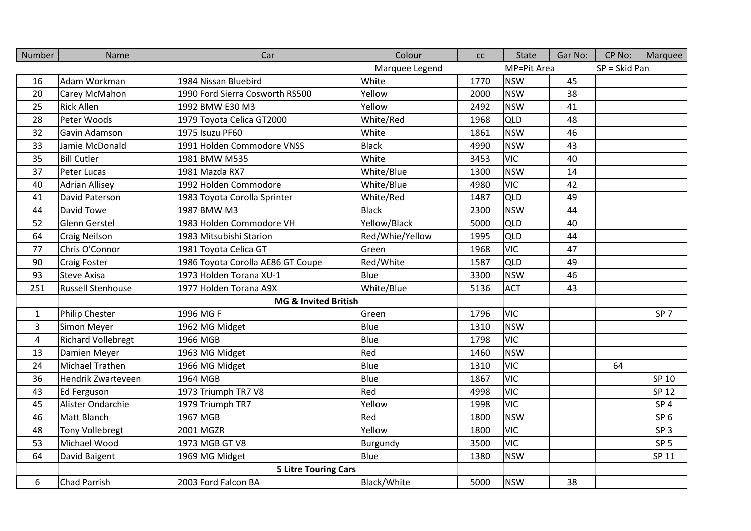| Number | Name | Car | Colour | cc | State | Gar No: | CP No: | Marquee |
|---|---|---|---|---|---|---|---|---|
| | | | Marquee Legend | | MP=Pit Area | | SP = Skid Pan | |
| 16 | Adam Workman | 1984 Nissan Bluebird | White | 1770 | NSW | 45 | | |
| 20 | Carey McMahon | 1990 Ford Sierra Cosworth RS500 | Yellow | 2000 | NSW | 38 | | |
| 25 | Rick Allen | 1992 BMW E30 M3 | Yellow | 2492 | NSW | 41 | | |
| 28 | Peter Woods | 1979 Toyota Celica GT2000 | White/Red | 1968 | QLD | 48 | | |
| 32 | Gavin Adamson | 1975 Isuzu PF60 | White | 1861 | NSW | 46 | | |
| 33 | Jamie McDonald | 1991 Holden Commodore VNSS | Black | 4990 | NSW | 43 | | |
| 35 | Bill Cutler | 1981 BMW M535 | White | 3453 | VIC | 40 | | |
| 37 | Peter Lucas | 1981 Mazda RX7 | White/Blue | 1300 | NSW | 14 | | |
| 40 | Adrian Allisey | 1992 Holden Commodore | White/Blue | 4980 | VIC | 42 | | |
| 41 | David Paterson | 1983 Toyota Corolla Sprinter | White/Red | 1487 | QLD | 49 | | |
| 44 | David Towe | 1987 BMW M3 | Black | 2300 | NSW | 44 | | |
| 52 | Glenn Gerstel | 1983 Holden Commodore VH | Yellow/Black | 5000 | QLD | 40 | | |
| 64 | Craig Neilson | 1983 Mitsubishi Starion | Red/Whie/Yellow | 1995 | QLD | 44 | | |
| 77 | Chris O'Connor | 1981 Toyota Celica GT | Green | 1968 | VIC | 47 | | |
| 90 | Craig Foster | 1986 Toyota Corolla AE86 GT Coupe | Red/White | 1587 | QLD | 49 | | |
| 93 | Steve Axisa | 1973 Holden Torana XU-1 | Blue | 3300 | NSW | 46 | | |
| 251 | Russell Stenhouse | 1977 Holden Torana A9X | White/Blue | 5136 | ACT | 43 | | |
| | | **MG & Invited British** | | | | | | |
| 1 | Philip Chester | 1996 MG F | Green | 1796 | VIC | | | SP 7 |
| 3 | Simon Meyer | 1962 MG Midget | Blue | 1310 | NSW | | | |
| 4 | Richard Vollebregt | 1966 MGB | Blue | 1798 | VIC | | | |
| 13 | Damien Meyer | 1963 MG Midget | Red | 1460 | NSW | | | |
| 24 | Michael Trathen | 1966 MG Midget | Blue | 1310 | VIC | | 64 | |
| 36 | Hendrik Zwarteveen | 1964 MGB | Blue | 1867 | VIC | | | SP 10 |
| 43 | Ed Ferguson | 1973 Triumph TR7 V8 | Red | 4998 | VIC | | | SP 12 |
| 45 | Alister Ondarchie | 1979 Triumph TR7 | Yellow | 1998 | VIC | | | SP 4 |
| 46 | Matt Blanch | 1967 MGB | Red | 1800 | NSW | | | SP 6 |
| 48 | Tony Vollebregt | 2001 MGZR | Yellow | 1800 | VIC | | | SP 3 |
| 53 | Michael Wood | 1973 MGB GT V8 | Burgundy | 3500 | VIC | | | SP 5 |
| 64 | David Baigent | 1969 MG Midget | Blue | 1380 | NSW | | | SP 11 |
| | | **5 Litre Touring Cars** | | | | | | |
| 6 | Chad Parrish | 2003 Ford Falcon BA | Black/White | 5000 | NSW | 38 | | |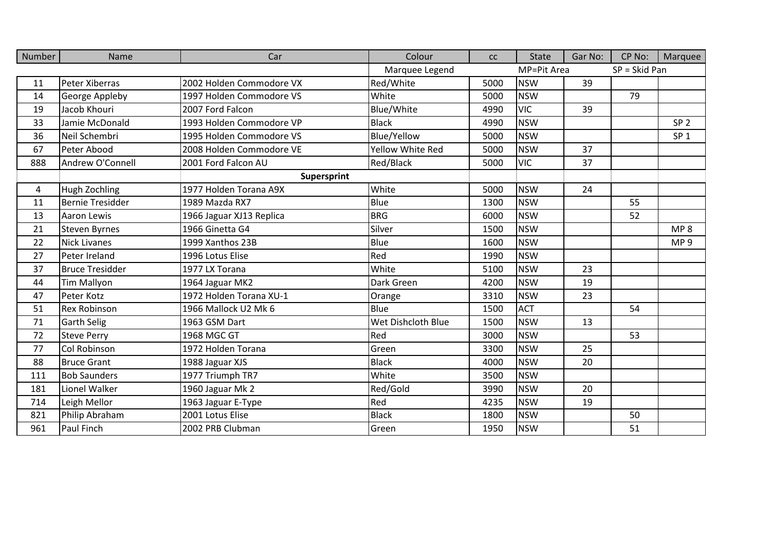| Number | Name | Car | Colour | cc | State | Gar No: | CP No: | Marquee |
|---|---|---|---|---|---|---|---|---|
| | | | Marquee Legend | | MP=Pit Area | | SP = Skid Pan | |
| 11 | Peter Xiberras | 2002 Holden Commodore VX | Red/White | 5000 | NSW | 39 | | |
| 14 | George Appleby | 1997 Holden Commodore VS | White | 5000 | NSW | | 79 | |
| 19 | Jacob Khouri | 2007 Ford Falcon | Blue/White | 4990 | VIC | 39 | | |
| 33 | Jamie McDonald | 1993 Holden Commodore VP | Black | 4990 | NSW | | | SP 2 |
| 36 | Neil Schembri | 1995 Holden Commodore VS | Blue/Yellow | 5000 | NSW | | | SP 1 |
| 67 | Peter Abood | 2008 Holden Commodore VE | Yellow White Red | 5000 | NSW | 37 | | |
| 888 | Andrew O'Connell | 2001 Ford Falcon AU | Red/Black | 5000 | VIC | 37 | | |
| | | **Supersprint** | | | | | | |
| 4 | Hugh Zochling | 1977 Holden Torana A9X | White | 5000 | NSW | 24 | | |
| 11 | Bernie Tresidder | 1989 Mazda RX7 | Blue | 1300 | NSW | | 55 | |
| 13 | Aaron Lewis | 1966 Jaguar XJ13 Replica | BRG | 6000 | NSW | | 52 | |
| 21 | Steven Byrnes | 1966 Ginetta G4 | Silver | 1500 | NSW | | | MP 8 |
| 22 | Nick Livanes | 1999 Xanthos 23B | Blue | 1600 | NSW | | | MP 9 |
| 27 | Peter Ireland | 1996 Lotus Elise | Red | 1990 | NSW | | | |
| 37 | Bruce Tresidder | 1977 LX Torana | White | 5100 | NSW | 23 | | |
| 44 | Tim Mallyon | 1964 Jaguar MK2 | Dark Green | 4200 | NSW | 19 | | |
| 47 | Peter Kotz | 1972 Holden Torana XU-1 | Orange | 3310 | NSW | 23 | | |
| 51 | Rex Robinson | 1966 Mallock U2 Mk 6 | Blue | 1500 | ACT | | 54 | |
| 71 | Garth Selig | 1963 GSM Dart | Wet Dishcloth Blue | 1500 | NSW | 13 | | |
| 72 | Steve Perry | 1968 MGC GT | Red | 3000 | NSW | | 53 | |
| 77 | Col Robinson | 1972 Holden Torana | Green | 3300 | NSW | 25 | | |
| 88 | Bruce Grant | 1988 Jaguar XJS | Black | 4000 | NSW | 20 | | |
| 111 | Bob Saunders | 1977 Triumph TR7 | White | 3500 | NSW | | | |
| 181 | Lionel Walker | 1960 Jaguar Mk 2 | Red/Gold | 3990 | NSW | 20 | | |
| 714 | Leigh Mellor | 1963 Jaguar E-Type | Red | 4235 | NSW | 19 | | |
| 821 | Philip Abraham | 2001 Lotus Elise | Black | 1800 | NSW | | 50 | |
| 961 | Paul Finch | 2002 PRB Clubman | Green | 1950 | NSW | | 51 | |